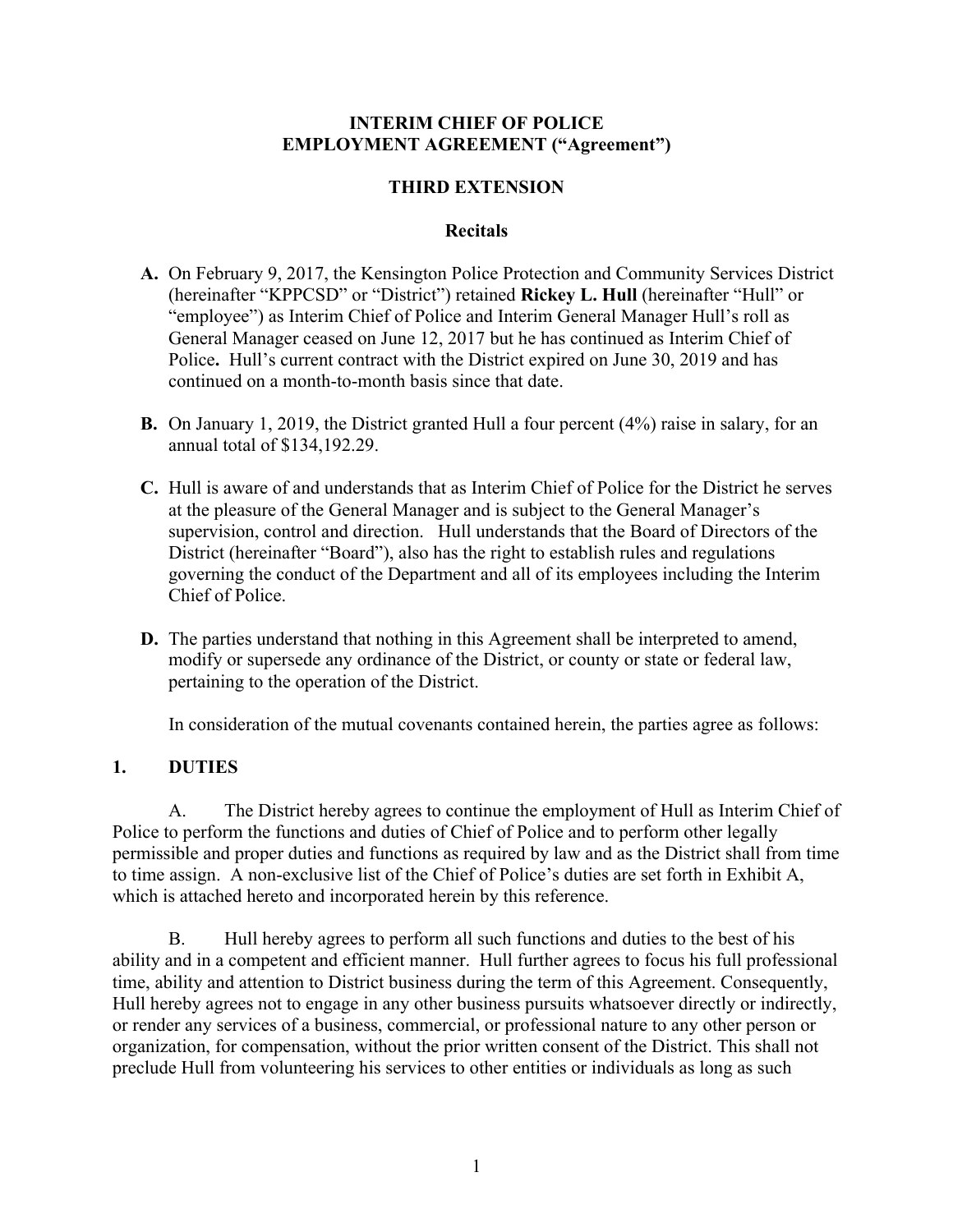# INTERIM CHIEF OF POLICE
# EMPLOYMENT AGREEMENT ("Agreement")

## THIRD EXTENSION

### Recitals

**A.** On February 9, 2017, the Kensington Police Protection and Community Services District (hereinafter "KPPCSD" or "District") retained **Rickey L. Hull** (hereinafter "Hull" or "employee") as Interim Chief of Police and Interim General Manager Hull's roll as General Manager ceased on June 12, 2017 but he has continued as Interim Chief of Police**.** Hull's current contract with the District expired on June 30, 2019 and has continued on a month-to-month basis since that date.

**B.** On January 1, 2019, the District granted Hull a four percent (4%) raise in salary, for an annual total of $134,192.29.

**C.** Hull is aware of and understands that as Interim Chief of Police for the District he serves at the pleasure of the General Manager and is subject to the General Manager's supervision, control and direction. Hull understands that the Board of Directors of the District (hereinafter "Board"), also has the right to establish rules and regulations governing the conduct of the Department and all of its employees including the Interim Chief of Police.

**D.** The parties understand that nothing in this Agreement shall be interpreted to amend, modify or supersede any ordinance of the District, or county or state or federal law, pertaining to the operation of the District.

In consideration of the mutual covenants contained herein, the parties agree as follows:

## 1. DUTIES

A. The District hereby agrees to continue the employment of Hull as Interim Chief of Police to perform the functions and duties of Chief of Police and to perform other legally permissible and proper duties and functions as required by law and as the District shall from time to time assign. A non-exclusive list of the Chief of Police's duties are set forth in Exhibit A, which is attached hereto and incorporated herein by this reference.

B. Hull hereby agrees to perform all such functions and duties to the best of his ability and in a competent and efficient manner. Hull further agrees to focus his full professional time, ability and attention to District business during the term of this Agreement. Consequently, Hull hereby agrees not to engage in any other business pursuits whatsoever directly or indirectly, or render any services of a business, commercial, or professional nature to any other person or organization, for compensation, without the prior written consent of the District. This shall not preclude Hull from volunteering his services to other entities or individuals as long as such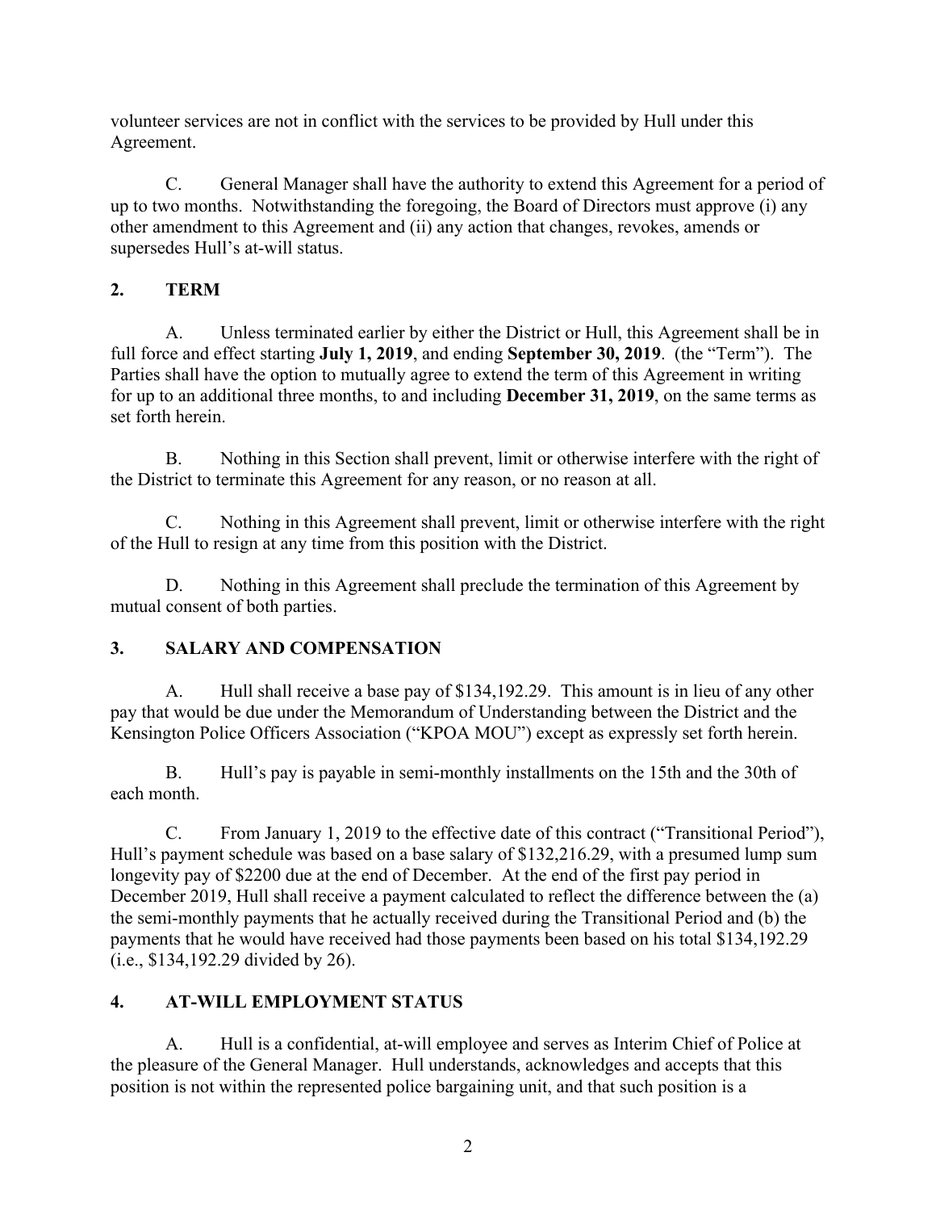volunteer services are not in conflict with the services to be provided by Hull under this Agreement.

C. General Manager shall have the authority to extend this Agreement for a period of up to two months. Notwithstanding the foregoing, the Board of Directors must approve (i) any other amendment to this Agreement and (ii) any action that changes, revokes, amends or supersedes Hull's at-will status.

## 2. TERM

A. Unless terminated earlier by either the District or Hull, this Agreement shall be in full force and effect starting **July 1, 2019**, and ending **September 30, 2019**. (the "Term"). The Parties shall have the option to mutually agree to extend the term of this Agreement in writing for up to an additional three months, to and including **December 31, 2019**, on the same terms as set forth herein.

B. Nothing in this Section shall prevent, limit or otherwise interfere with the right of the District to terminate this Agreement for any reason, or no reason at all.

C. Nothing in this Agreement shall prevent, limit or otherwise interfere with the right of the Hull to resign at any time from this position with the District.

D. Nothing in this Agreement shall preclude the termination of this Agreement by mutual consent of both parties.

## 3. SALARY AND COMPENSATION

A. Hull shall receive a base pay of $134,192.29. This amount is in lieu of any other pay that would be due under the Memorandum of Understanding between the District and the Kensington Police Officers Association ("KPOA MOU") except as expressly set forth herein.

B. Hull's pay is payable in semi-monthly installments on the 15th and the 30th of each month.

C. From January 1, 2019 to the effective date of this contract ("Transitional Period"), Hull's payment schedule was based on a base salary of $132,216.29, with a presumed lump sum longevity pay of $2200 due at the end of December. At the end of the first pay period in December 2019, Hull shall receive a payment calculated to reflect the difference between the (a) the semi-monthly payments that he actually received during the Transitional Period and (b) the payments that he would have received had those payments been based on his total $134,192.29 (i.e., $134,192.29 divided by 26).

## 4. AT-WILL EMPLOYMENT STATUS

A. Hull is a confidential, at-will employee and serves as Interim Chief of Police at the pleasure of the General Manager. Hull understands, acknowledges and accepts that this position is not within the represented police bargaining unit, and that such position is a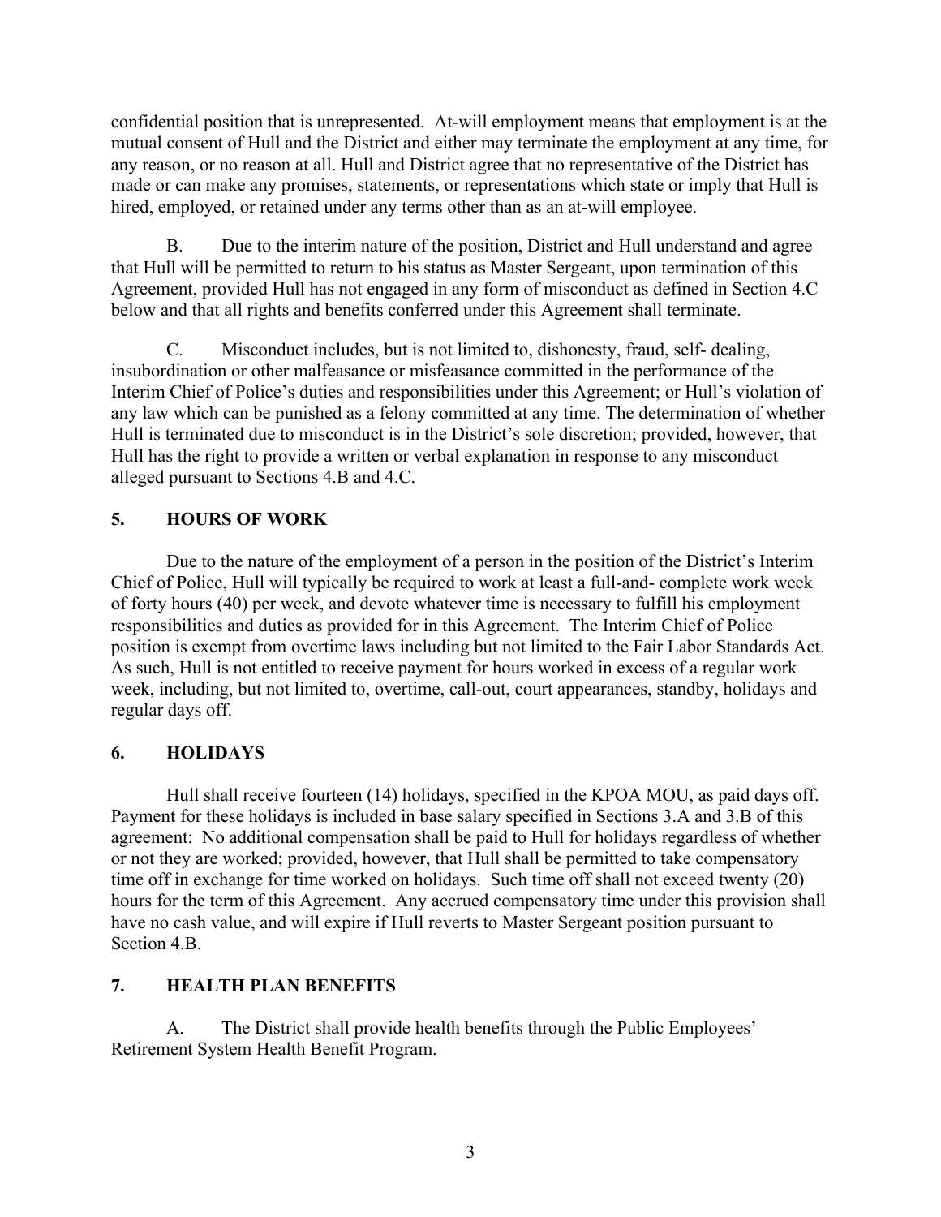confidential position that is unrepresented. At-will employment means that employment is at the mutual consent of Hull and the District and either may terminate the employment at any time, for any reason, or no reason at all. Hull and District agree that no representative of the District has made or can make any promises, statements, or representations which state or imply that Hull is hired, employed, or retained under any terms other than as an at-will employee.

B. Due to the interim nature of the position, District and Hull understand and agree that Hull will be permitted to return to his status as Master Sergeant, upon termination of this Agreement, provided Hull has not engaged in any form of misconduct as defined in Section 4.C below and that all rights and benefits conferred under this Agreement shall terminate.

C. Misconduct includes, but is not limited to, dishonesty, fraud, self- dealing, insubordination or other malfeasance or misfeasance committed in the performance of the Interim Chief of Police's duties and responsibilities under this Agreement; or Hull's violation of any law which can be punished as a felony committed at any time. The determination of whether Hull is terminated due to misconduct is in the District's sole discretion; provided, however, that Hull has the right to provide a written or verbal explanation in response to any misconduct alleged pursuant to Sections 4.B and 4.C.

## 5. HOURS OF WORK

Due to the nature of the employment of a person in the position of the District's Interim Chief of Police, Hull will typically be required to work at least a full-and- complete work week of forty hours (40) per week, and devote whatever time is necessary to fulfill his employment responsibilities and duties as provided for in this Agreement. The Interim Chief of Police position is exempt from overtime laws including but not limited to the Fair Labor Standards Act. As such, Hull is not entitled to receive payment for hours worked in excess of a regular work week, including, but not limited to, overtime, call-out, court appearances, standby, holidays and regular days off.

## 6. HOLIDAYS

Hull shall receive fourteen (14) holidays, specified in the KPOA MOU, as paid days off. Payment for these holidays is included in base salary specified in Sections 3.A and 3.B of this agreement: No additional compensation shall be paid to Hull for holidays regardless of whether or not they are worked; provided, however, that Hull shall be permitted to take compensatory time off in exchange for time worked on holidays. Such time off shall not exceed twenty (20) hours for the term of this Agreement. Any accrued compensatory time under this provision shall have no cash value, and will expire if Hull reverts to Master Sergeant position pursuant to Section 4.B.

## 7. HEALTH PLAN BENEFITS

A. The District shall provide health benefits through the Public Employees' Retirement System Health Benefit Program.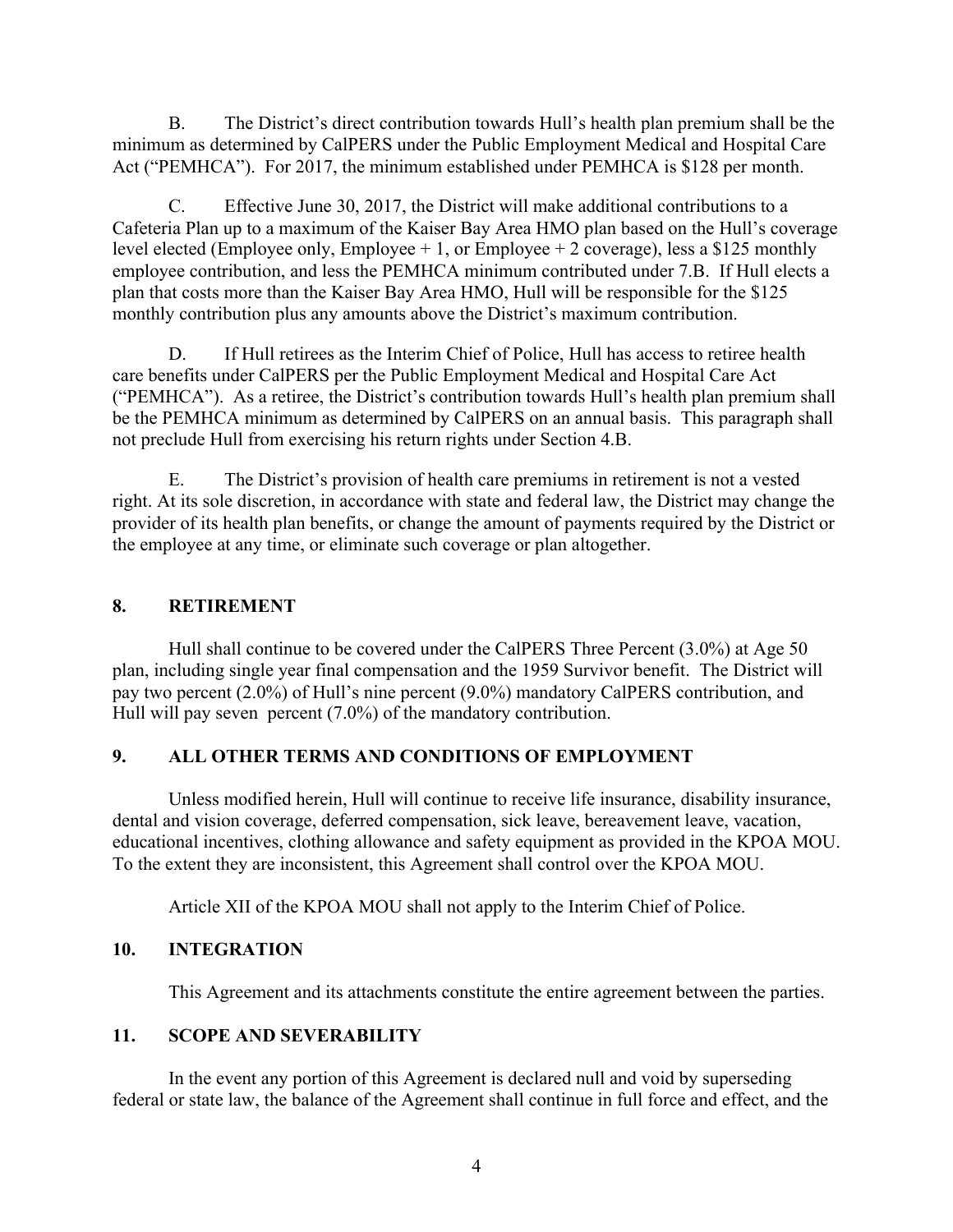B. The District's direct contribution towards Hull's health plan premium shall be the minimum as determined by CalPERS under the Public Employment Medical and Hospital Care Act ("PEMHCA"). For 2017, the minimum established under PEMHCA is $128 per month.

C. Effective June 30, 2017, the District will make additional contributions to a Cafeteria Plan up to a maximum of the Kaiser Bay Area HMO plan based on the Hull's coverage level elected (Employee only, Employee + 1, or Employee + 2 coverage), less a $125 monthly employee contribution, and less the PEMHCA minimum contributed under 7.B. If Hull elects a plan that costs more than the Kaiser Bay Area HMO, Hull will be responsible for the $125 monthly contribution plus any amounts above the District's maximum contribution.

D. If Hull retirees as the Interim Chief of Police, Hull has access to retiree health care benefits under CalPERS per the Public Employment Medical and Hospital Care Act ("PEMHCA"). As a retiree, the District's contribution towards Hull's health plan premium shall be the PEMHCA minimum as determined by CalPERS on an annual basis. This paragraph shall not preclude Hull from exercising his return rights under Section 4.B.

E. The District's provision of health care premiums in retirement is not a vested right. At its sole discretion, in accordance with state and federal law, the District may change the provider of its health plan benefits, or change the amount of payments required by the District or the employee at any time, or eliminate such coverage or plan altogether.

## 8. RETIREMENT

Hull shall continue to be covered under the CalPERS Three Percent (3.0%) at Age 50 plan, including single year final compensation and the 1959 Survivor benefit. The District will pay two percent (2.0%) of Hull's nine percent (9.0%) mandatory CalPERS contribution, and Hull will pay seven percent (7.0%) of the mandatory contribution.

## 9. ALL OTHER TERMS AND CONDITIONS OF EMPLOYMENT

Unless modified herein, Hull will continue to receive life insurance, disability insurance, dental and vision coverage, deferred compensation, sick leave, bereavement leave, vacation, educational incentives, clothing allowance and safety equipment as provided in the KPOA MOU. To the extent they are inconsistent, this Agreement shall control over the KPOA MOU.

Article XII of the KPOA MOU shall not apply to the Interim Chief of Police.

## 10. INTEGRATION

This Agreement and its attachments constitute the entire agreement between the parties.

## 11. SCOPE AND SEVERABILITY

In the event any portion of this Agreement is declared null and void by superseding federal or state law, the balance of the Agreement shall continue in full force and effect, and the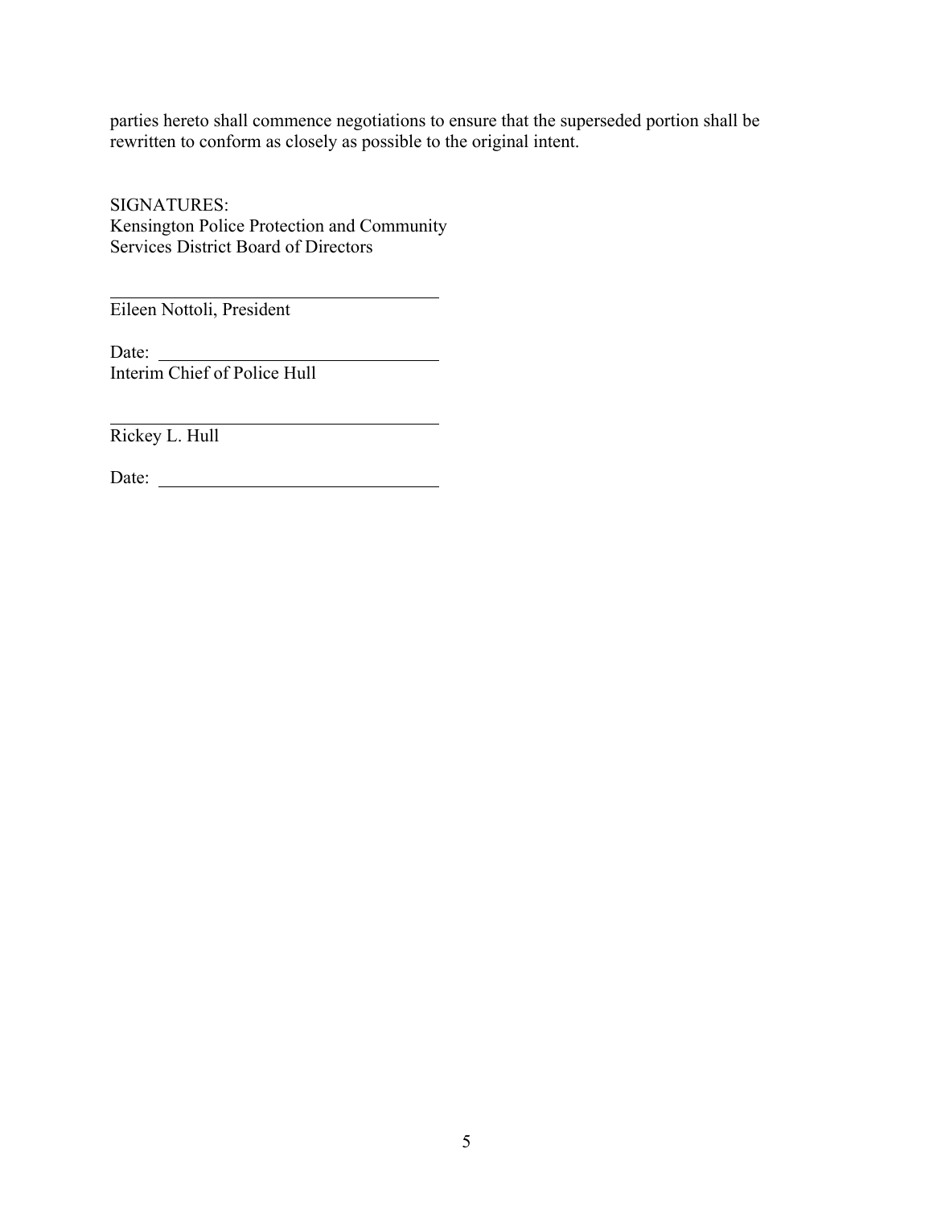parties hereto shall commence negotiations to ensure that the superseded portion shall be rewritten to conform as closely as possible to the original intent.

SIGNATURES:
Kensington Police Protection and Community Services District Board of Directors

\_\_\_\_\_\_\_\_\_\_\_\_\_\_\_\_\_\_\_\_\_\_\_\_\_\_\_\_\_\_\_\_\_\_\_\_\_\_
Eileen Nottoli, President

Date: \_\_\_\_\_\_\_\_\_\_\_\_\_\_\_\_\_\_\_\_\_\_\_\_\_\_\_\_\_\_
Interim Chief of Police Hull

\_\_\_\_\_\_\_\_\_\_\_\_\_\_\_\_\_\_\_\_\_\_\_\_\_\_\_\_\_\_\_\_\_\_\_\_\_\_
Rickey L. Hull

Date: \_\_\_\_\_\_\_\_\_\_\_\_\_\_\_\_\_\_\_\_\_\_\_\_\_\_\_\_\_\_